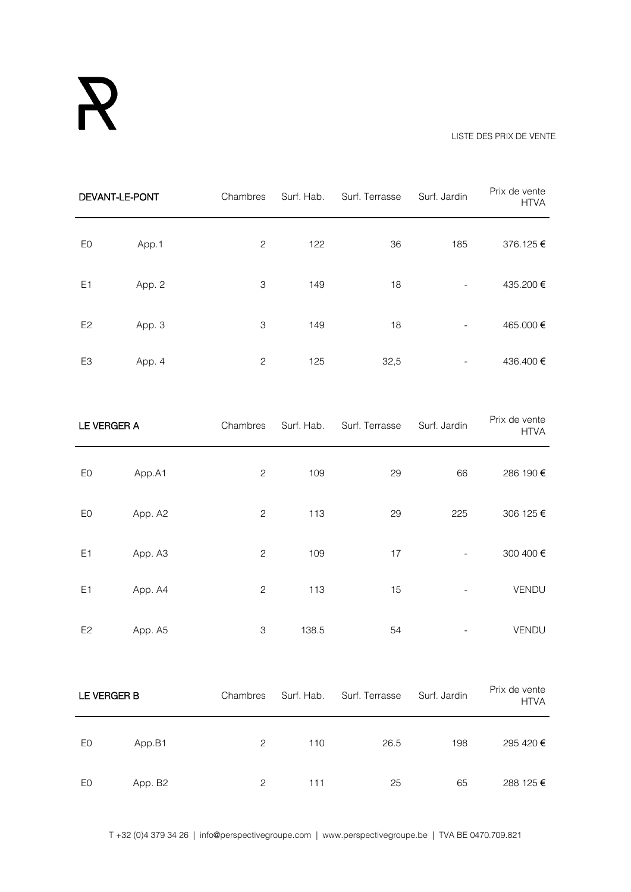LISTE DES PRIX DE VENTE

| DEVANT-LE-PONT | | Chambres | Surf. Hab. | Surf. Terrasse | Surf. Jardin | Prix de vente HTVA |
|---|---|---|---|---|---|---|
| E0 | App.1 | 2 | 122 | 36 | 185 | 376.125 € |
| E1 | App. 2 | 3 | 149 | 18 | - | 435.200 € |
| E2 | App. 3 | 3 | 149 | 18 | - | 465.000 € |
| E3 | App. 4 | 2 | 125 | 32,5 | - | 436.400 € |

| LE VERGER A | | Chambres | Surf. Hab. | Surf. Terrasse | Surf. Jardin | Prix de vente HTVA |
|---|---|---|---|---|---|---|
| E0 | App.A1 | 2 | 109 | 29 | 66 | 286 190 € |
| E0 | App. A2 | 2 | 113 | 29 | 225 | 306 125 € |
| E1 | App. A3 | 2 | 109 | 17 | - | 300 400 € |
| E1 | App. A4 | 2 | 113 | 15 | - | VENDU |
| E2 | App. A5 | 3 | 138.5 | 54 | - | VENDU |

| LE VERGER B | | Chambres | Surf. Hab. | Surf. Terrasse | Surf. Jardin | Prix de vente HTVA |
|---|---|---|---|---|---|---|
| E0 | App.B1 | 2 | 110 | 26.5 | 198 | 295 420 € |
| E0 | App. B2 | 2 | 111 | 25 | 65 | 288 125 € |

T +32 (0)4 379 34 26 | info@perspectivegroupe.com | www.perspectivegroupe.be | TVA BE 0470.709.821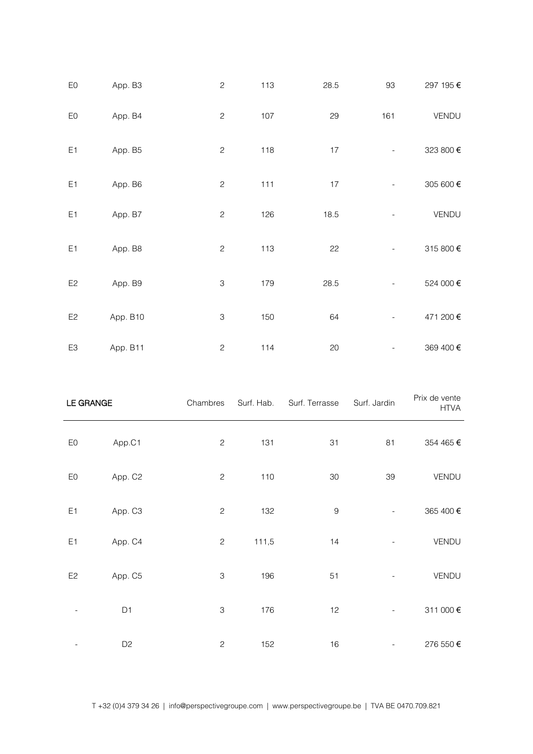| | | | | | | |
|---|---|---|---|---|---|---|
| E0 | App. B3 | 2 | 113 | 28.5 | 93 | 297 195 € |
| E0 | App. B4 | 2 | 107 | 29 | 161 | VENDU |
| E1 | App. B5 | 2 | 118 | 17 | - | 323 800 € |
| E1 | App. B6 | 2 | 111 | 17 | - | 305 600 € |
| E1 | App. B7 | 2 | 126 | 18.5 | - | VENDU |
| E1 | App. B8 | 2 | 113 | 22 | - | 315 800 € |
| E2 | App. B9 | 3 | 179 | 28.5 | - | 524 000 € |
| E2 | App. B10 | 3 | 150 | 64 | - | 471 200 € |
| E3 | App. B11 | 2 | 114 | 20 | - | 369 400 € |

| LE GRANGE | | Chambres | Surf. Hab. | Surf. Terrasse | Surf. Jardin | Prix de vente HTVA |
|---|---|---|---|---|---|---|
| E0 | App.C1 | 2 | 131 | 31 | 81 | 354 465 € |
| E0 | App. C2 | 2 | 110 | 30 | 39 | VENDU |
| E1 | App. C3 | 2 | 132 | 9 | - | 365 400 € |
| E1 | App. C4 | 2 | 111,5 | 14 | - | VENDU |
| E2 | App. C5 | 3 | 196 | 51 | - | VENDU |
| - | D1 | 3 | 176 | 12 | - | 311 000 € |
| - | D2 | 2 | 152 | 16 | - | 276 550 € |

T +32 (0)4 379 34 26 | info@perspectivegroupe.com | www.perspectivegroupe.be | TVA BE 0470.709.821